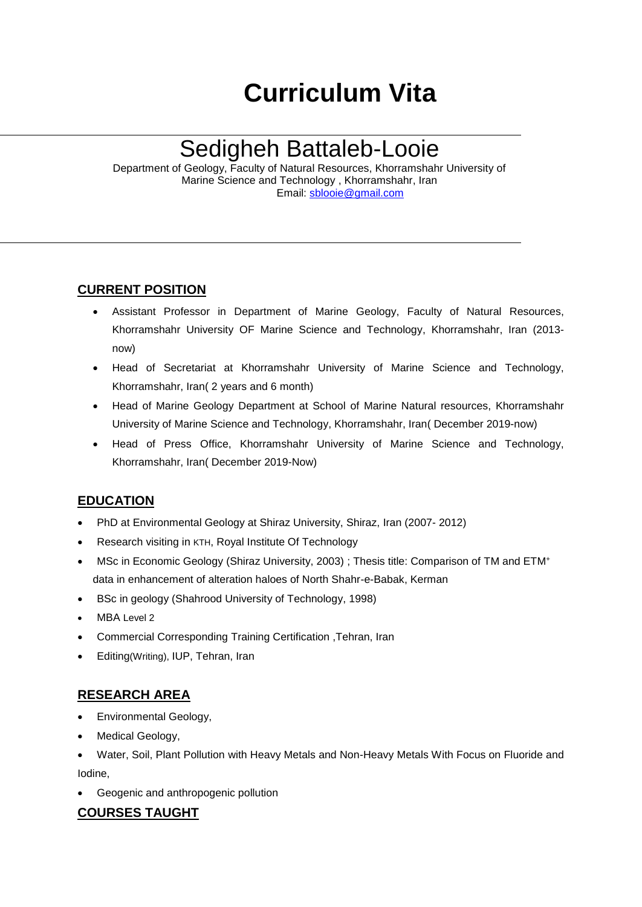# Curriculum Vita

## Sedigheh Battaleb-Looie

Department of Geology, Faculty of Natural Resources, Khorramshahr University of Marine Science and Technology , Khorramshahr, Iran
Email: sblooie@gmail.com

### CURRENT POSITION

- Assistant Professor in Department of Marine Geology, Faculty of Natural Resources, Khorramshahr University OF Marine Science and Technology, Khorramshahr, Iran (2013-now)
- Head of Secretariat at Khorramshahr University of Marine Science and Technology, Khorramshahr, Iran( 2 years and 6 month)
- Head of Marine Geology Department at School of Marine Natural resources, Khorramshahr University of Marine Science and Technology, Khorramshahr, Iran( December 2019-now)
- Head of Press Office, Khorramshahr University of Marine Science and Technology, Khorramshahr, Iran( December 2019-Now)

### EDUCATION

- PhD at Environmental Geology at Shiraz University, Shiraz, Iran (2007- 2012)
- Research visiting in KTH, Royal Institute Of Technology
- MSc in Economic Geology (Shiraz University, 2003) ; Thesis title: Comparison of TM and $ETM^+$ data in enhancement of alteration haloes of North Shahr-e-Babak, Kerman
- BSc in geology (Shahrood University of Technology, 1998)
- MBA Level 2
- Commercial Corresponding Training Certification ,Tehran, Iran
- Editing(Writing), IUP, Tehran, Iran

### RESEARCH AREA

- Environmental Geology,
- Medical Geology,
- Water, Soil, Plant Pollution with Heavy Metals and Non-Heavy Metals With Focus on Fluoride and Iodine,
- Geogenic and anthropogenic pollution

### COURSES TAUGHT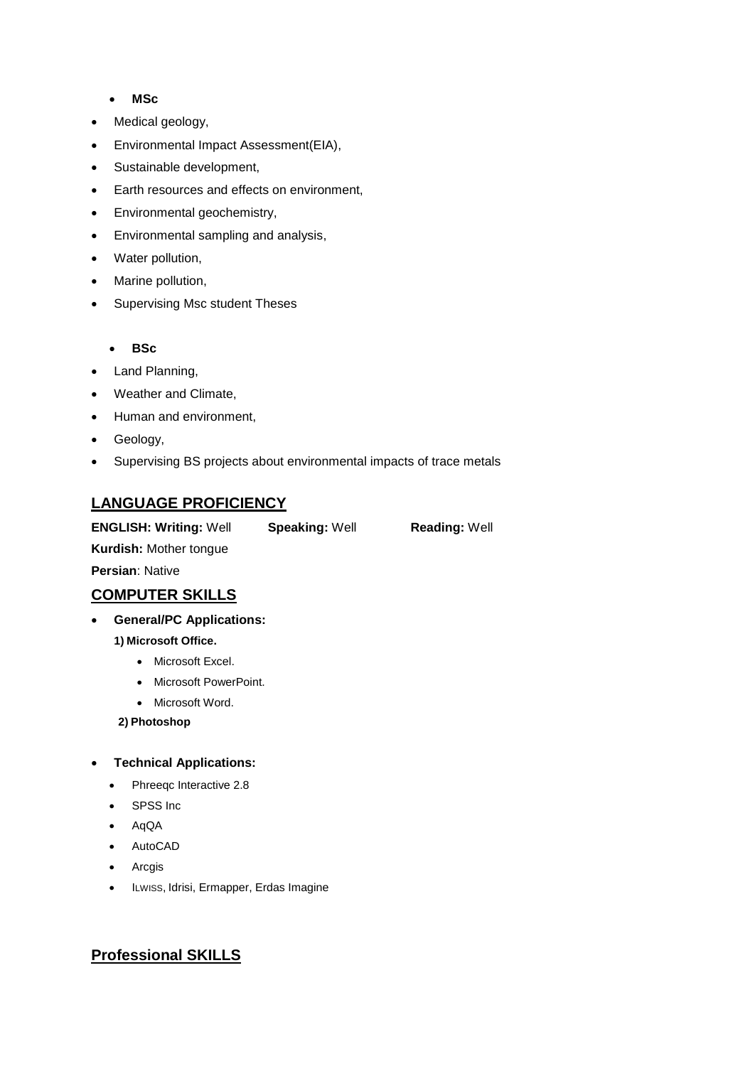- **MSc**

- Medical geology,
- Environmental Impact Assessment(EIA),
- Sustainable development,
- Earth resources and effects on environment,
- Environmental geochemistry,
- Environmental sampling and analysis,
- Water pollution,
- Marine pollution,
- Supervising Msc student Theses

- **BSc**

- Land Planning,
- Weather and Climate,
- Human and environment,
- Geology,
- Supervising BS projects about environmental impacts of trace metals

## LANGUAGE PROFICIENCY

**ENGLISH: Writing:** Well **Speaking:** Well **Reading:** Well

**Kurdish:** Mother tongue

**Persian**: Native

## COMPUTER SKILLS

- **General/PC Applications:**
  1) **Microsoft Office.**
     - Microsoft Excel.
     - Microsoft PowerPoint.
     - Microsoft Word.
  2) **Photoshop**

- **Technical Applications:**
  - Phreeqc Interactive 2.8
  - SPSS Inc
  - AqQA
  - AutoCAD
  - Arcgis
  - ILWISS, Idrisi, Ermapper, Erdas Imagine

## Professional SKILLS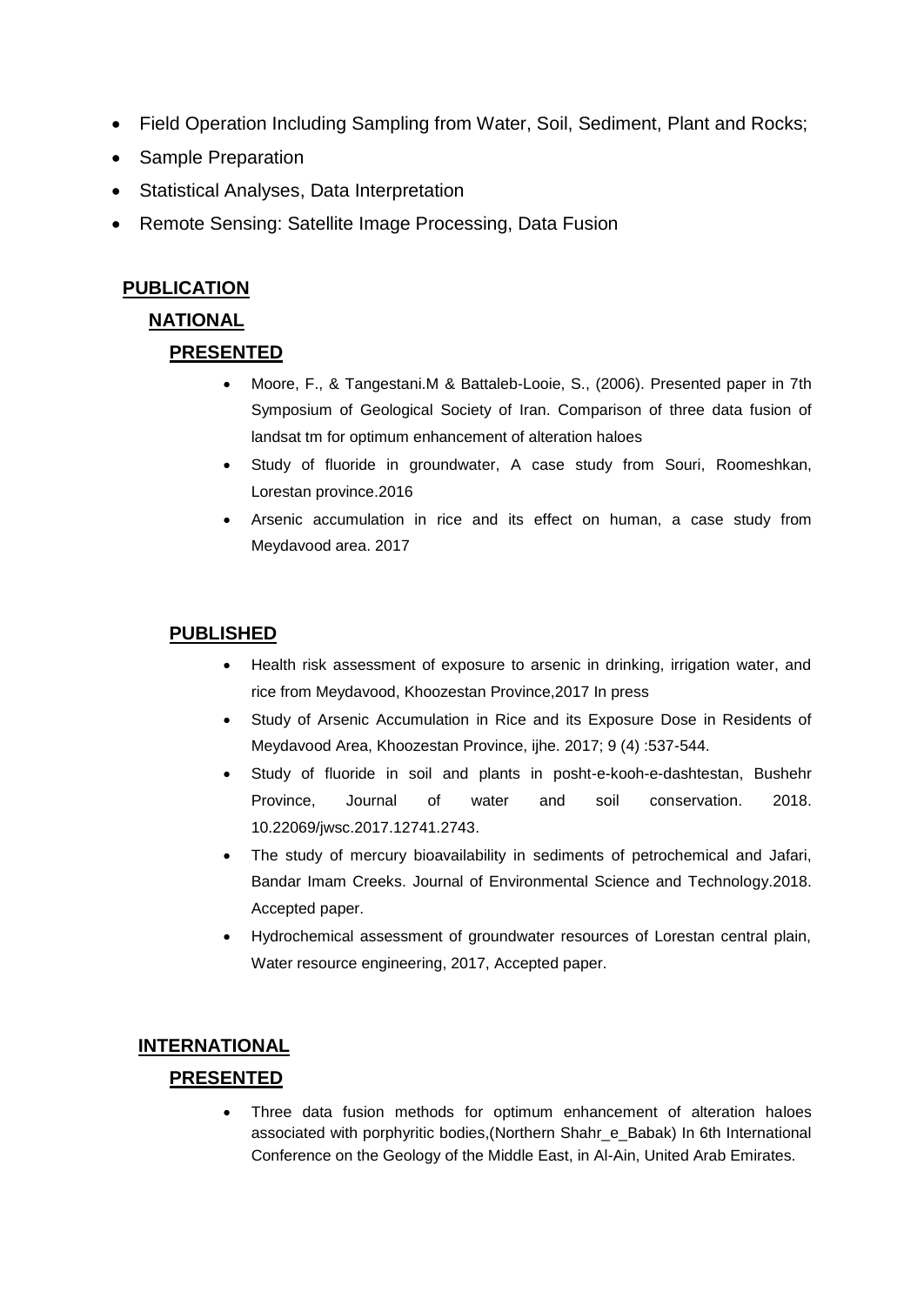- Field Operation Including Sampling from Water, Soil, Sediment, Plant and Rocks;
- Sample Preparation
- Statistical Analyses, Data Interpretation
- Remote Sensing: Satellite Image Processing, Data Fusion

## PUBLICATION

### NATIONAL

#### PRESENTED

- Moore, F., & Tangestani.M & Battaleb-Looie, S., (2006). Presented paper in 7th Symposium of Geological Society of Iran. Comparison of three data fusion of landsat tm for optimum enhancement of alteration haloes
- Study of fluoride in groundwater, A case study from Souri, Roomeshkan, Lorestan province.2016
- Arsenic accumulation in rice and its effect on human, a case study from Meydavood area. 2017

#### PUBLISHED

- Health risk assessment of exposure to arsenic in drinking, irrigation water, and rice from Meydavood, Khoozestan Province,2017 In press
- Study of Arsenic Accumulation in Rice and its Exposure Dose in Residents of Meydavood Area, Khoozestan Province, ijhe. 2017; 9 (4) :537-544.
- Study of fluoride in soil and plants in posht-e-kooh-e-dashtestan, Bushehr Province, Journal of water and soil conservation. 2018. 10.22069/jwsc.2017.12741.2743.
- The study of mercury bioavailability in sediments of petrochemical and Jafari, Bandar Imam Creeks. Journal of Environmental Science and Technology.2018. Accepted paper.
- Hydrochemical assessment of groundwater resources of Lorestan central plain, Water resource engineering, 2017, Accepted paper.

### INTERNATIONAL

#### PRESENTED

- Three data fusion methods for optimum enhancement of alteration haloes associated with porphyritic bodies,(Northern Shahr_e_Babak) In 6th International Conference on the Geology of the Middle East, in Al-Ain, United Arab Emirates.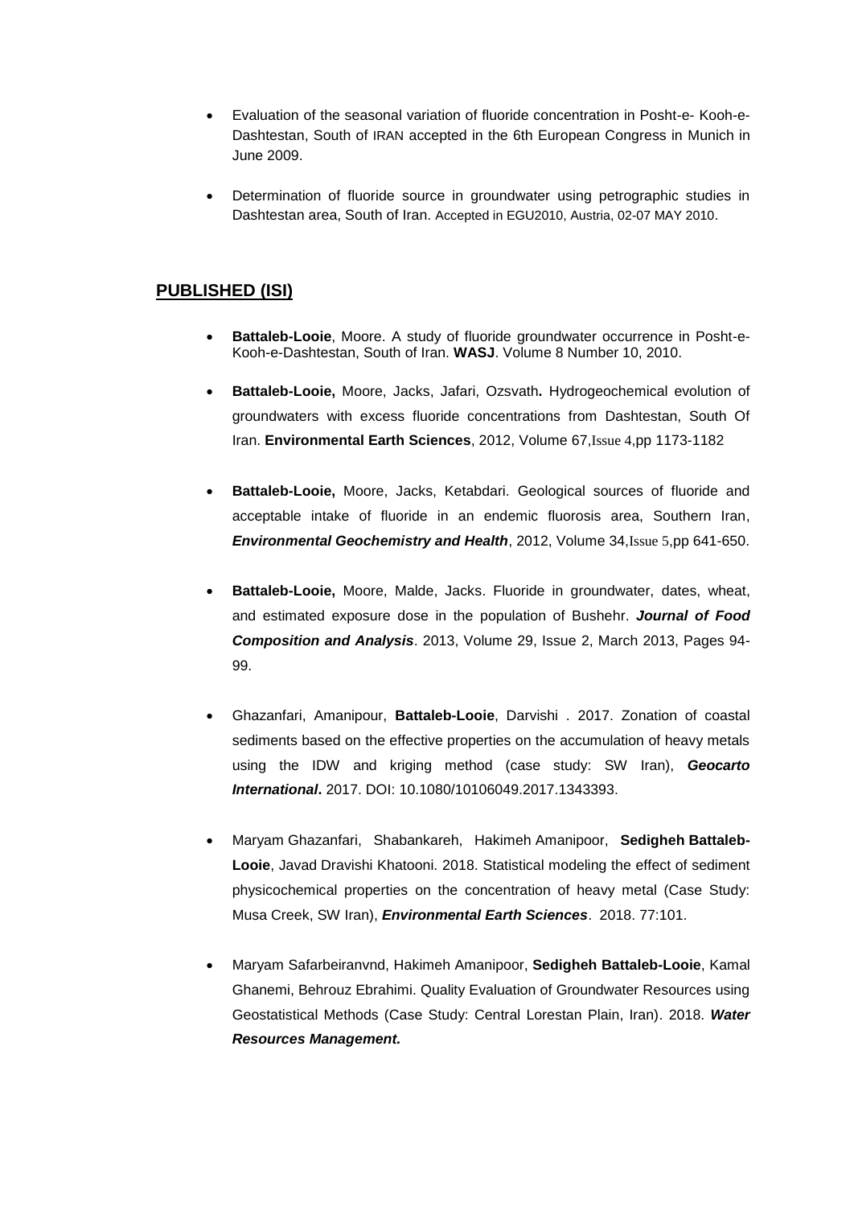- Evaluation of the seasonal variation of fluoride concentration in Posht-e- Kooh-e-Dashtestan, South of IRAN accepted in the 6th European Congress in Munich in June 2009.

- Determination of fluoride source in groundwater using petrographic studies in Dashtestan area, South of Iran. Accepted in EGU2010, Austria, 02-07 MAY 2010.

## PUBLISHED (ISI)

- **Battaleb-Looie**, Moore. A study of fluoride groundwater occurrence in Posht-e-Kooh-e-Dashtestan, South of Iran. **WASJ**. Volume 8 Number 10, 2010.

- **Battaleb-Looie,** Moore, Jacks, Jafari, Ozsvath**.** Hydrogeochemical evolution of groundwaters with excess fluoride concentrations from Dashtestan, South Of Iran. **Environmental Earth Sciences**, 2012, Volume 67,Issue 4,pp 1173-1182

- **Battaleb-Looie,** Moore, Jacks, Ketabdari. Geological sources of fluoride and acceptable intake of fluoride in an endemic fluorosis area, Southern Iran, ***Environmental Geochemistry and Health***, 2012, Volume 34,Issue 5,pp 641-650.

- **Battaleb-Looie,** Moore, Malde, Jacks. Fluoride in groundwater, dates, wheat, and estimated exposure dose in the population of Bushehr. ***Journal of Food Composition and Analysis***. 2013, Volume 29, Issue 2, March 2013, Pages 94-99.

- Ghazanfari, Amanipour, **Battaleb-Looie**, Darvishi . 2017. Zonation of coastal sediments based on the effective properties on the accumulation of heavy metals using the IDW and kriging method (case study: SW Iran), ***Geocarto International*****.** 2017. DOI: 10.1080/10106049.2017.1343393.

- Maryam Ghazanfari, Shabankareh, Hakimeh Amanipoor, **Sedigheh Battaleb-Looie**, Javad Dravishi Khatooni. 2018. Statistical modeling the effect of sediment physicochemical properties on the concentration of heavy metal (Case Study: Musa Creek, SW Iran), ***Environmental Earth Sciences***. 2018. 77:101.

- Maryam Safarbeiranvnd, Hakimeh Amanipoor, **Sedigheh Battaleb-Looie**, Kamal Ghanemi, Behrouz Ebrahimi. Quality Evaluation of Groundwater Resources using Geostatistical Methods (Case Study: Central Lorestan Plain, Iran). 2018. ***Water Resources Management.***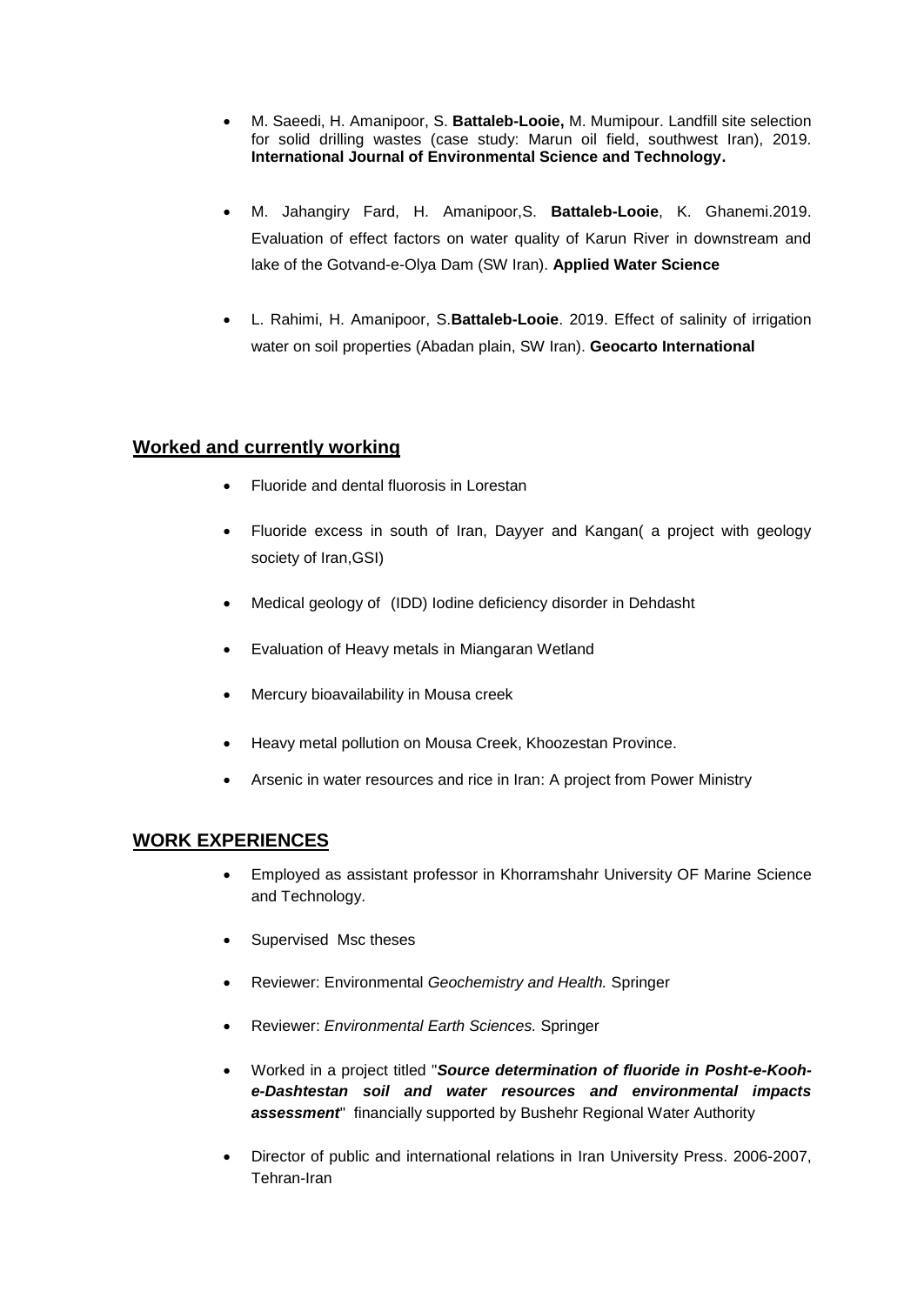- M. Saeedi, H. Amanipoor, S. **Battaleb-Looie,** M. Mumipour. Landfill site selection for solid drilling wastes (case study: Marun oil field, southwest Iran), 2019. **International Journal of Environmental Science and Technology.**

- M. Jahangiry Fard, H. Amanipoor,S. **Battaleb-Looie**, K. Ghanemi.2019. Evaluation of effect factors on water quality of Karun River in downstream and lake of the Gotvand-e-Olya Dam (SW Iran). **Applied Water Science**

- L. Rahimi, H. Amanipoor, S.**Battaleb-Looie**. 2019. Effect of salinity of irrigation water on soil properties (Abadan plain, SW Iran). **Geocarto International**

## Worked and currently working

- Fluoride and dental fluorosis in Lorestan
- Fluoride excess in south of Iran, Dayyer and Kangan( a project with geology society of Iran,GSI)
- Medical geology of (IDD) Iodine deficiency disorder in Dehdasht
- Evaluation of Heavy metals in Miangaran Wetland
- Mercury bioavailability in Mousa creek
- Heavy metal pollution on Mousa Creek, Khoozestan Province.
- Arsenic in water resources and rice in Iran: A project from Power Ministry

## WORK EXPERIENCES

- Employed as assistant professor in Khorramshahr University OF Marine Science and Technology.
- Supervised Msc theses
- Reviewer: Environmental *Geochemistry and Health.* Springer
- Reviewer: *Environmental Earth Sciences.* Springer
- Worked in a project titled "***Source determination of fluoride in Posht-e-Kooh-e-Dashtestan soil and water resources and environmental impacts assessment***" financially supported by Bushehr Regional Water Authority
- Director of public and international relations in Iran University Press. 2006-2007, Tehran-Iran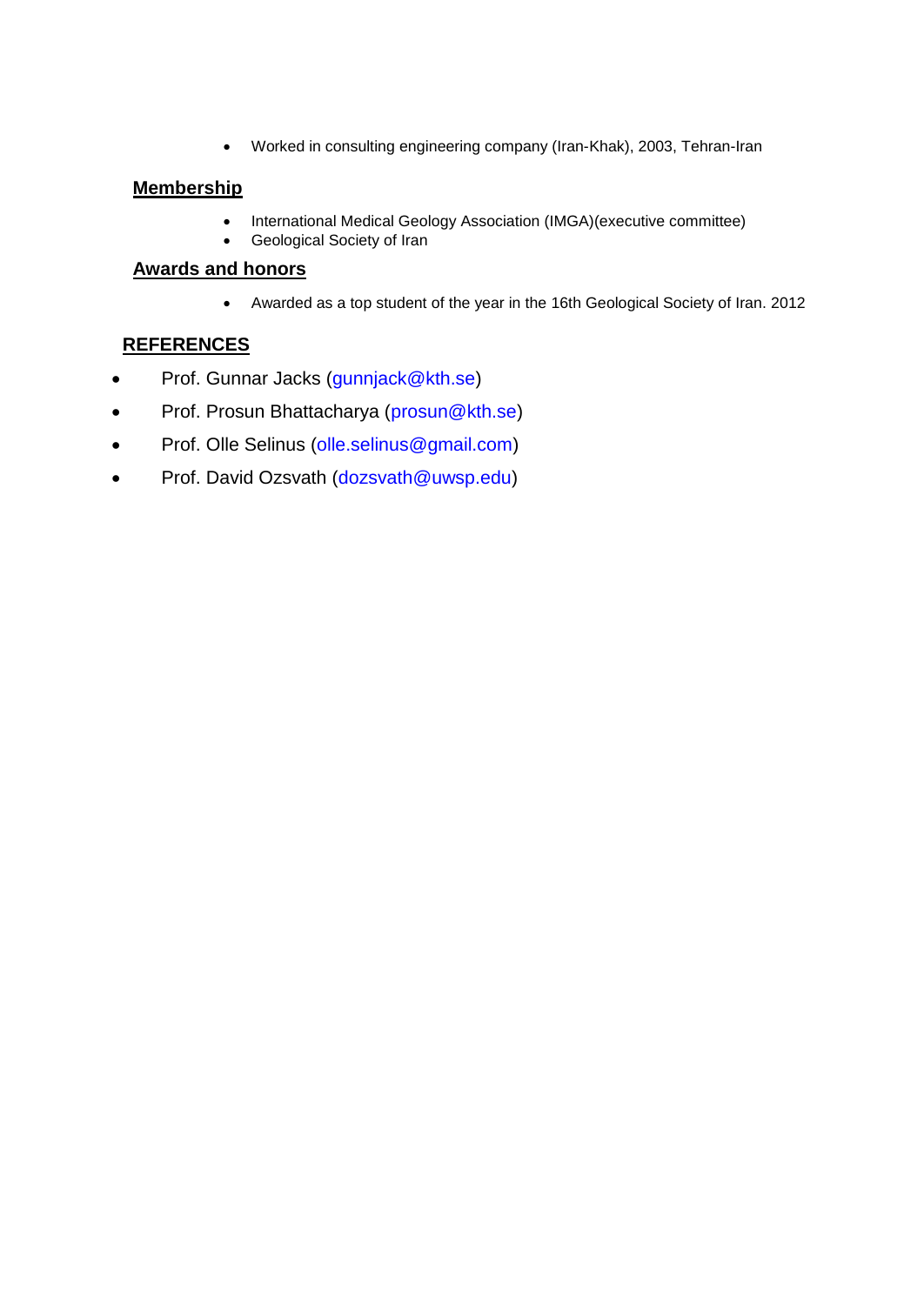- Worked in consulting engineering company (Iran-Khak), 2003, Tehran-Iran

## Membership

- International Medical Geology Association (IMGA)(executive committee)
- Geological Society of Iran

## Awards and honors

- Awarded as a top student of the year in the 16th Geological Society of Iran. 2012

## REFERENCES

- Prof. Gunnar Jacks (gunnjack@kth.se)
- Prof. Prosun Bhattacharya (prosun@kth.se)
- Prof. Olle Selinus (olle.selinus@gmail.com)
- Prof. David Ozsvath (dozsvath@uwsp.edu)